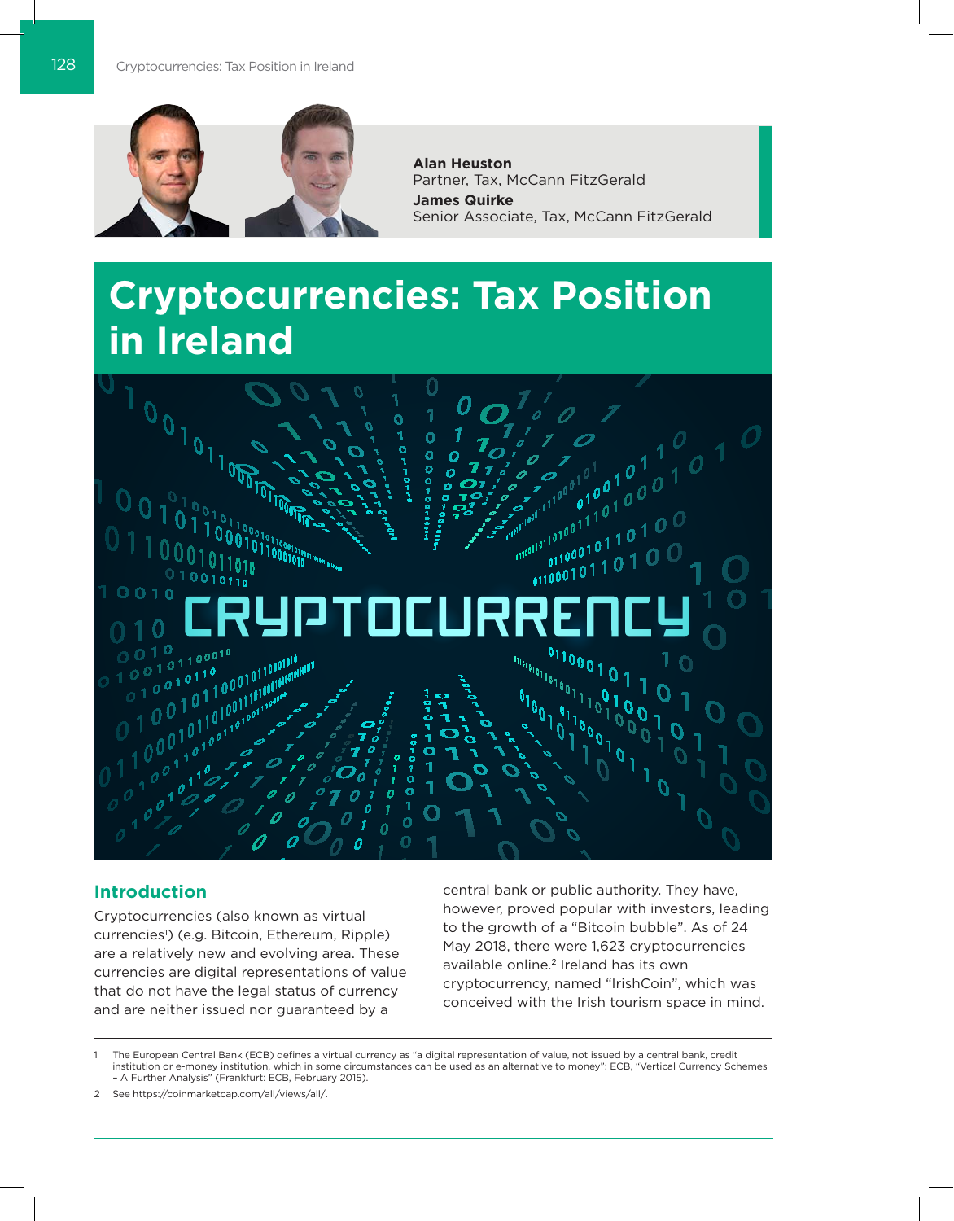**Alan Heuston**
Partner, Tax, McCann FitzGerald

**James Quirke**
Senior Associate, Tax, McCann FitzGerald

# Cryptocurrencies: Tax Position in Ireland

## Introduction

Cryptocurrencies (also known as virtual currencies[1]) (e.g. Bitcoin, Ethereum, Ripple) are a relatively new and evolving area. These currencies are digital representations of value that do not have the legal status of currency and are neither issued nor guaranteed by a central bank or public authority. They have, however, proved popular with investors, leading to the growth of a "Bitcoin bubble". As of 24 May 2018, there were 1,623 cryptocurrencies available online.[2] Ireland has its own cryptocurrency, named "IrishCoin", which was conceived with the Irish tourism space in mind.

---

1 The European Central Bank (ECB) defines a virtual currency as "a digital representation of value, not issued by a central bank, credit institution or e-money institution, which in some circumstances can be used as an alternative to money": ECB, "Vertical Currency Schemes – A Further Analysis" (Frankfurt: ECB, February 2015).

2 See https://coinmarketcap.com/all/views/all/.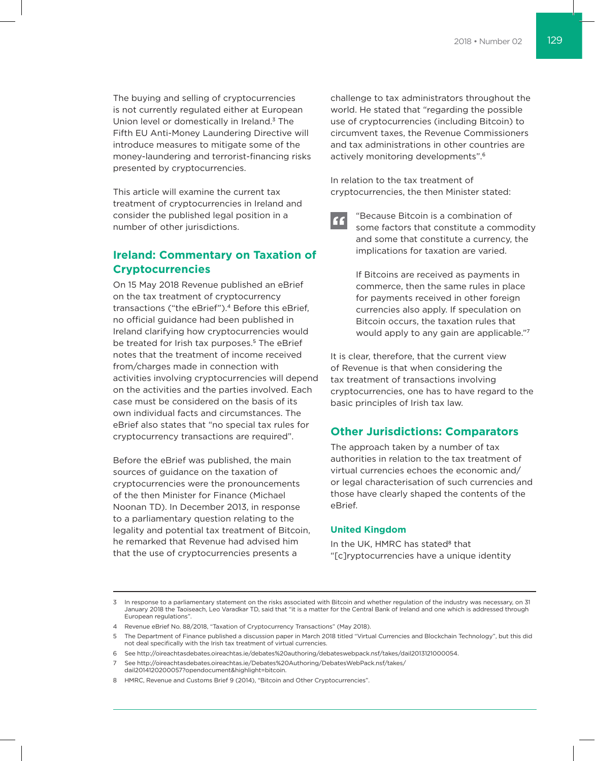The buying and selling of cryptocurrencies is not currently regulated either at European Union level or domestically in Ireland.[3] The Fifth EU Anti-Money Laundering Directive will introduce measures to mitigate some of the money-laundering and terrorist-financing risks presented by cryptocurrencies.

This article will examine the current tax treatment of cryptocurrencies in Ireland and consider the published legal position in a number of other jurisdictions.

## Ireland: Commentary on Taxation of Cryptocurrencies

On 15 May 2018 Revenue published an eBrief on the tax treatment of cryptocurrency transactions ("the eBrief").[4] Before this eBrief, no official guidance had been published in Ireland clarifying how cryptocurrencies would be treated for Irish tax purposes.[5] The eBrief notes that the treatment of income received from/charges made in connection with activities involving cryptocurrencies will depend on the activities and the parties involved. Each case must be considered on the basis of its own individual facts and circumstances. The eBrief also states that "no special tax rules for cryptocurrency transactions are required".

Before the eBrief was published, the main sources of guidance on the taxation of cryptocurrencies were the pronouncements of the then Minister for Finance (Michael Noonan TD). In December 2013, in response to a parliamentary question relating to the legality and potential tax treatment of Bitcoin, he remarked that Revenue had advised him that the use of cryptocurrencies presents a challenge to tax administrators throughout the world. He stated that "regarding the possible use of cryptocurrencies (including Bitcoin) to circumvent taxes, the Revenue Commissioners and tax administrations in other countries are actively monitoring developments".[6]

In relation to the tax treatment of cryptocurrencies, the then Minister stated:

> "Because Bitcoin is a combination of some factors that constitute a commodity and some that constitute a currency, the implications for taxation are varied.
>
> If Bitcoins are received as payments in commerce, then the same rules in place for payments received in other foreign currencies also apply. If speculation on Bitcoin occurs, the taxation rules that would apply to any gain are applicable."[7]

It is clear, therefore, that the current view of Revenue is that when considering the tax treatment of transactions involving cryptocurrencies, one has to have regard to the basic principles of Irish tax law.

## Other Jurisdictions: Comparators

The approach taken by a number of tax authorities in relation to the tax treatment of virtual currencies echoes the economic and/or legal characterisation of such currencies and those have clearly shaped the contents of the eBrief.

### United Kingdom

In the UK, HMRC has stated[8] that "[c]ryptocurrencies have a unique identity

---

3 In response to a parliamentary statement on the risks associated with Bitcoin and whether regulation of the industry was necessary, on 31 January 2018 the Taoiseach, Leo Varadkar TD, said that "it is a matter for the Central Bank of Ireland and one which is addressed through European regulations".

4 Revenue eBrief No. 88/2018, "Taxation of Cryptocurrency Transactions" (May 2018).

5 The Department of Finance published a discussion paper in March 2018 titled "Virtual Currencies and Blockchain Technology", but this did not deal specifically with the Irish tax treatment of virtual currencies.

6 See http://oireachtasdebates.oireachtas.ie/debates%20authoring/debateswebpack.nsf/takes/dail2013121000054.

7 See http://oireachtasdebates.oireachtas.ie/Debates%20Authoring/DebatesWebPack.nsf/takes/dail2014120200057?opendocument&highlight=bitcoin.

8 HMRC, Revenue and Customs Brief 9 (2014), "Bitcoin and Other Cryptocurrencies".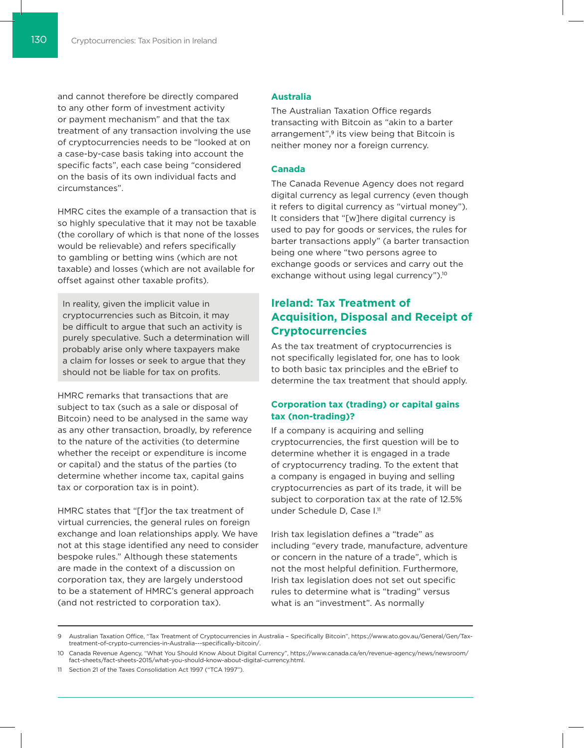and cannot therefore be directly compared to any other form of investment activity or payment mechanism" and that the tax treatment of any transaction involving the use of cryptocurrencies needs to be "looked at on a case-by-case basis taking into account the specific facts", each case being "considered on the basis of its own individual facts and circumstances".

HMRC cites the example of a transaction that is so highly speculative that it may not be taxable (the corollary of which is that none of the losses would be relievable) and refers specifically to gambling or betting wins (which are not taxable) and losses (which are not available for offset against other taxable profits).

> In reality, given the implicit value in cryptocurrencies such as Bitcoin, it may be difficult to argue that such an activity is purely speculative. Such a determination will probably arise only where taxpayers make a claim for losses or seek to argue that they should not be liable for tax on profits.

HMRC remarks that transactions that are subject to tax (such as a sale or disposal of Bitcoin) need to be analysed in the same way as any other transaction, broadly, by reference to the nature of the activities (to determine whether the receipt or expenditure is income or capital) and the status of the parties (to determine whether income tax, capital gains tax or corporation tax is in point).

HMRC states that "[f]or the tax treatment of virtual currencies, the general rules on foreign exchange and loan relationships apply. We have not at this stage identified any need to consider bespoke rules." Although these statements are made in the context of a discussion on corporation tax, they are largely understood to be a statement of HMRC's general approach (and not restricted to corporation tax).

### Australia

The Australian Taxation Office regards transacting with Bitcoin as "akin to a barter arrangement",[9] its view being that Bitcoin is neither money nor a foreign currency.

### Canada

The Canada Revenue Agency does not regard digital currency as legal currency (even though it refers to digital currency as "virtual money"). It considers that "[w]here digital currency is used to pay for goods or services, the rules for barter transactions apply" (a barter transaction being one where "two persons agree to exchange goods or services and carry out the exchange without using legal currency").[10]

## Ireland: Tax Treatment of Acquisition, Disposal and Receipt of Cryptocurrencies

As the tax treatment of cryptocurrencies is not specifically legislated for, one has to look to both basic tax principles and the eBrief to determine the tax treatment that should apply.

### Corporation tax (trading) or capital gains tax (non-trading)?

If a company is acquiring and selling cryptocurrencies, the first question will be to determine whether it is engaged in a trade of cryptocurrency trading. To the extent that a company is engaged in buying and selling cryptocurrencies as part of its trade, it will be subject to corporation tax at the rate of 12.5% under Schedule D, Case I.[11]

Irish tax legislation defines a "trade" as including "every trade, manufacture, adventure or concern in the nature of a trade", which is not the most helpful definition. Furthermore, Irish tax legislation does not set out specific rules to determine what is "trading" versus what is an "investment". As normally

---

9 Australian Taxation Office, "Tax Treatment of Cryptocurrencies in Australia – Specifically Bitcoin", https://www.ato.gov.au/General/Gen/Tax-treatment-of-crypto-currencies-in-Australia---specifically-bitcoin/.

10 Canada Revenue Agency, "What You Should Know About Digital Currency", https://www.canada.ca/en/revenue-agency/news/newsroom/fact-sheets/fact-sheets-2015/what-you-should-know-about-digital-currency.html.

11 Section 21 of the Taxes Consolidation Act 1997 ("TCA 1997").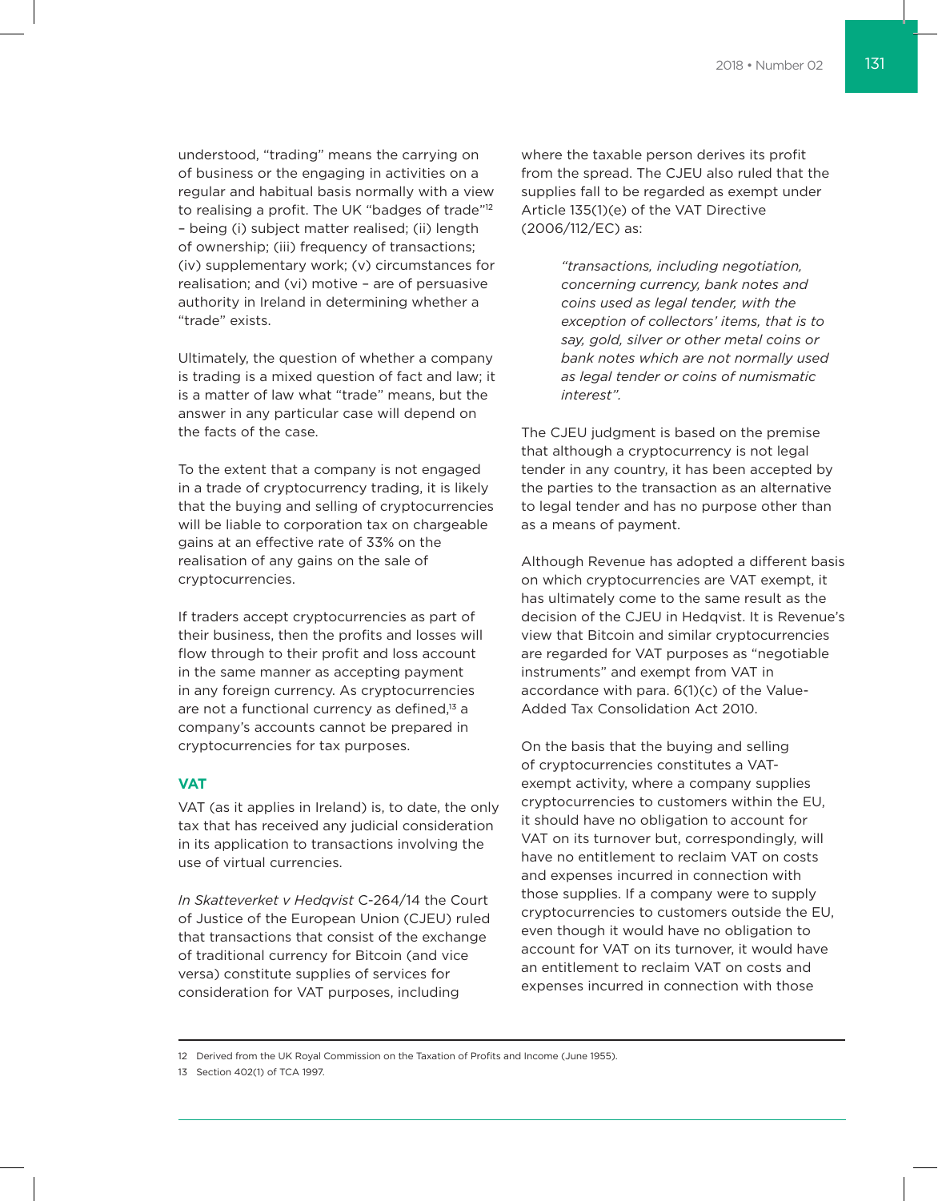understood, "trading" means the carrying on of business or the engaging in activities on a regular and habitual basis normally with a view to realising a profit. The UK "badges of trade"[12] – being (i) subject matter realised; (ii) length of ownership; (iii) frequency of transactions; (iv) supplementary work; (v) circumstances for realisation; and (vi) motive – are of persuasive authority in Ireland in determining whether a "trade" exists.

Ultimately, the question of whether a company is trading is a mixed question of fact and law; it is a matter of law what "trade" means, but the answer in any particular case will depend on the facts of the case.

To the extent that a company is not engaged in a trade of cryptocurrency trading, it is likely that the buying and selling of cryptocurrencies will be liable to corporation tax on chargeable gains at an effective rate of 33% on the realisation of any gains on the sale of cryptocurrencies.

If traders accept cryptocurrencies as part of their business, then the profits and losses will flow through to their profit and loss account in the same manner as accepting payment in any foreign currency. As cryptocurrencies are not a functional currency as defined,[13] a company's accounts cannot be prepared in cryptocurrencies for tax purposes.

## VAT

VAT (as it applies in Ireland) is, to date, the only tax that has received any judicial consideration in its application to transactions involving the use of virtual currencies.

*In Skatteverket v Hedqvist* C-264/14 the Court of Justice of the European Union (CJEU) ruled that transactions that consist of the exchange of traditional currency for Bitcoin (and vice versa) constitute supplies of services for consideration for VAT purposes, including where the taxable person derives its profit from the spread. The CJEU also ruled that the supplies fall to be regarded as exempt under Article 135(1)(e) of the VAT Directive (2006/112/EC) as:

> *"transactions, including negotiation, concerning currency, bank notes and coins used as legal tender, with the exception of collectors' items, that is to say, gold, silver or other metal coins or bank notes which are not normally used as legal tender or coins of numismatic interest".*

The CJEU judgment is based on the premise that although a cryptocurrency is not legal tender in any country, it has been accepted by the parties to the transaction as an alternative to legal tender and has no purpose other than as a means of payment.

Although Revenue has adopted a different basis on which cryptocurrencies are VAT exempt, it has ultimately come to the same result as the decision of the CJEU in Hedqvist. It is Revenue's view that Bitcoin and similar cryptocurrencies are regarded for VAT purposes as "negotiable instruments" and exempt from VAT in accordance with para. 6(1)(c) of the Value-Added Tax Consolidation Act 2010.

On the basis that the buying and selling of cryptocurrencies constitutes a VAT-exempt activity, where a company supplies cryptocurrencies to customers within the EU, it should have no obligation to account for VAT on its turnover but, correspondingly, will have no entitlement to reclaim VAT on costs and expenses incurred in connection with those supplies. If a company were to supply cryptocurrencies to customers outside the EU, even though it would have no obligation to account for VAT on its turnover, it would have an entitlement to reclaim VAT on costs and expenses incurred in connection with those

---

12 Derived from the UK Royal Commission on the Taxation of Profits and Income (June 1955).

13 Section 402(1) of TCA 1997.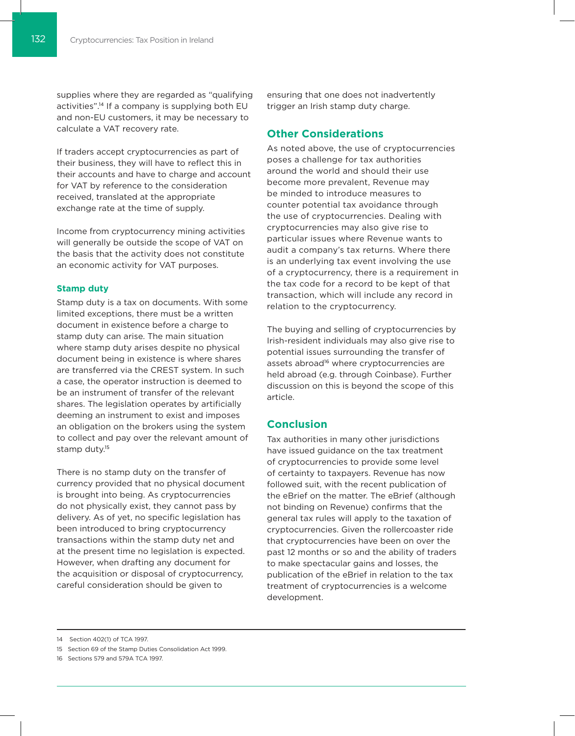supplies where they are regarded as "qualifying activities".[14] If a company is supplying both EU and non-EU customers, it may be necessary to calculate a VAT recovery rate.

If traders accept cryptocurrencies as part of their business, they will have to reflect this in their accounts and have to charge and account for VAT by reference to the consideration received, translated at the appropriate exchange rate at the time of supply.

Income from cryptocurrency mining activities will generally be outside the scope of VAT on the basis that the activity does not constitute an economic activity for VAT purposes.

### Stamp duty

Stamp duty is a tax on documents. With some limited exceptions, there must be a written document in existence before a charge to stamp duty can arise. The main situation where stamp duty arises despite no physical document being in existence is where shares are transferred via the CREST system. In such a case, the operator instruction is deemed to be an instrument of transfer of the relevant shares. The legislation operates by artificially deeming an instrument to exist and imposes an obligation on the brokers using the system to collect and pay over the relevant amount of stamp duty.[15]

There is no stamp duty on the transfer of currency provided that no physical document is brought into being. As cryptocurrencies do not physically exist, they cannot pass by delivery. As of yet, no specific legislation has been introduced to bring cryptocurrency transactions within the stamp duty net and at the present time no legislation is expected. However, when drafting any document for the acquisition or disposal of cryptocurrency, careful consideration should be given to ensuring that one does not inadvertently trigger an Irish stamp duty charge.

## Other Considerations

As noted above, the use of cryptocurrencies poses a challenge for tax authorities around the world and should their use become more prevalent, Revenue may be minded to introduce measures to counter potential tax avoidance through the use of cryptocurrencies. Dealing with cryptocurrencies may also give rise to particular issues where Revenue wants to audit a company's tax returns. Where there is an underlying tax event involving the use of a cryptocurrency, there is a requirement in the tax code for a record to be kept of that transaction, which will include any record in relation to the cryptocurrency.

The buying and selling of cryptocurrencies by Irish-resident individuals may also give rise to potential issues surrounding the transfer of assets abroad[16] where cryptocurrencies are held abroad (e.g. through Coinbase). Further discussion on this is beyond the scope of this article.

## Conclusion

Tax authorities in many other jurisdictions have issued guidance on the tax treatment of cryptocurrencies to provide some level of certainty to taxpayers. Revenue has now followed suit, with the recent publication of the eBrief on the matter. The eBrief (although not binding on Revenue) confirms that the general tax rules will apply to the taxation of cryptocurrencies. Given the rollercoaster ride that cryptocurrencies have been on over the past 12 months or so and the ability of traders to make spectacular gains and losses, the publication of the eBrief in relation to the tax treatment of cryptocurrencies is a welcome development.

---

14 Section 402(1) of TCA 1997.

15 Section 69 of the Stamp Duties Consolidation Act 1999.

16 Sections 579 and 579A TCA 1997.